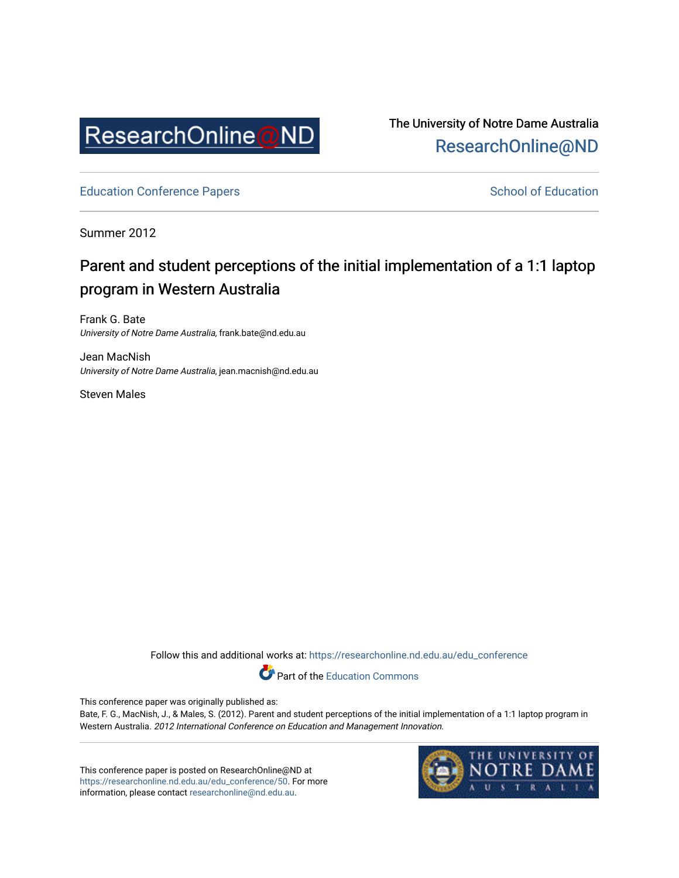The University of Notre Dame Australia
ResearchOnline@ND

Education Conference Papers

School of Education

Summer 2012

# Parent and student perceptions of the initial implementation of a 1:1 laptop program in Western Australia

Frank G. Bate
*University of Notre Dame Australia*, frank.bate@nd.edu.au

Jean MacNish
*University of Notre Dame Australia*, jean.macnish@nd.edu.au

Steven Males

Follow this and additional works at: https://researchonline.nd.edu.au/edu_conference

Part of the Education Commons

This conference paper was originally published as:
Bate, F. G., MacNish, J., & Males, S. (2012). Parent and student perceptions of the initial implementation of a 1:1 laptop program in Western Australia. *2012 International Conference on Education and Management Innovation*.

This conference paper is posted on ResearchOnline@ND at https://researchonline.nd.edu.au/edu_conference/50. For more information, please contact researchonline@nd.edu.au.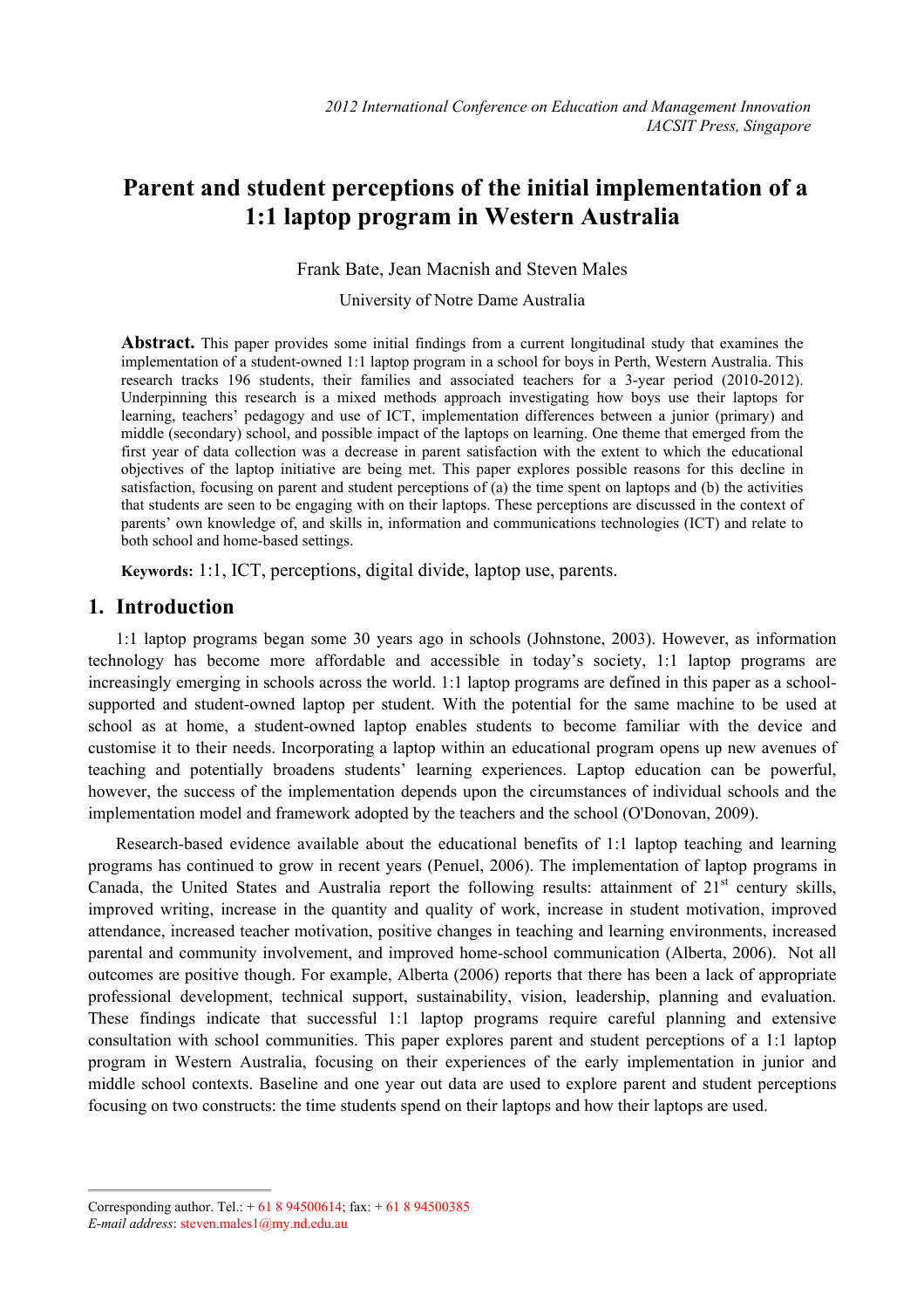# Parent and student perceptions of the initial implementation of a 1:1 laptop program in Western Australia

Frank Bate, Jean Macnish and Steven Males

University of Notre Dame Australia

**Abstract.** This paper provides some initial findings from a current longitudinal study that examines the implementation of a student-owned 1:1 laptop program in a school for boys in Perth, Western Australia. This research tracks 196 students, their families and associated teachers for a 3-year period (2010-2012). Underpinning this research is a mixed methods approach investigating how boys use their laptops for learning, teachers' pedagogy and use of ICT, implementation differences between a junior (primary) and middle (secondary) school, and possible impact of the laptops on learning. One theme that emerged from the first year of data collection was a decrease in parent satisfaction with the extent to which the educational objectives of the laptop initiative are being met. This paper explores possible reasons for this decline in satisfaction, focusing on parent and student perceptions of (a) the time spent on laptops and (b) the activities that students are seen to be engaging with on their laptops. These perceptions are discussed in the context of parents' own knowledge of, and skills in, information and communications technologies (ICT) and relate to both school and home-based settings.

**Keywords:** 1:1, ICT, perceptions, digital divide, laptop use, parents.

## 1. Introduction

1:1 laptop programs began some 30 years ago in schools (Johnstone, 2003). However, as information technology has become more affordable and accessible in today's society, 1:1 laptop programs are increasingly emerging in schools across the world. 1:1 laptop programs are defined in this paper as a school-supported and student-owned laptop per student. With the potential for the same machine to be used at school as at home, a student-owned laptop enables students to become familiar with the device and customise it to their needs. Incorporating a laptop within an educational program opens up new avenues of teaching and potentially broadens students' learning experiences. Laptop education can be powerful, however, the success of the implementation depends upon the circumstances of individual schools and the implementation model and framework adopted by the teachers and the school (O'Donovan, 2009).

Research-based evidence available about the educational benefits of 1:1 laptop teaching and learning programs has continued to grow in recent years (Penuel, 2006). The implementation of laptop programs in Canada, the United States and Australia report the following results: attainment of 21st century skills, improved writing, increase in the quantity and quality of work, increase in student motivation, improved attendance, increased teacher motivation, positive changes in teaching and learning environments, increased parental and community involvement, and improved home-school communication (Alberta, 2006). Not all outcomes are positive though. For example, Alberta (2006) reports that there has been a lack of appropriate professional development, technical support, sustainability, vision, leadership, planning and evaluation. These findings indicate that successful 1:1 laptop programs require careful planning and extensive consultation with school communities. This paper explores parent and student perceptions of a 1:1 laptop program in Western Australia, focusing on their experiences of the early implementation in junior and middle school contexts. Baseline and one year out data are used to explore parent and student perceptions focusing on two constructs: the time students spend on their laptops and how their laptops are used.

Corresponding author. Tel.: + 61 8 94500614; fax: + 61 8 94500385
*E-mail address*: steven.males1@my.nd.edu.au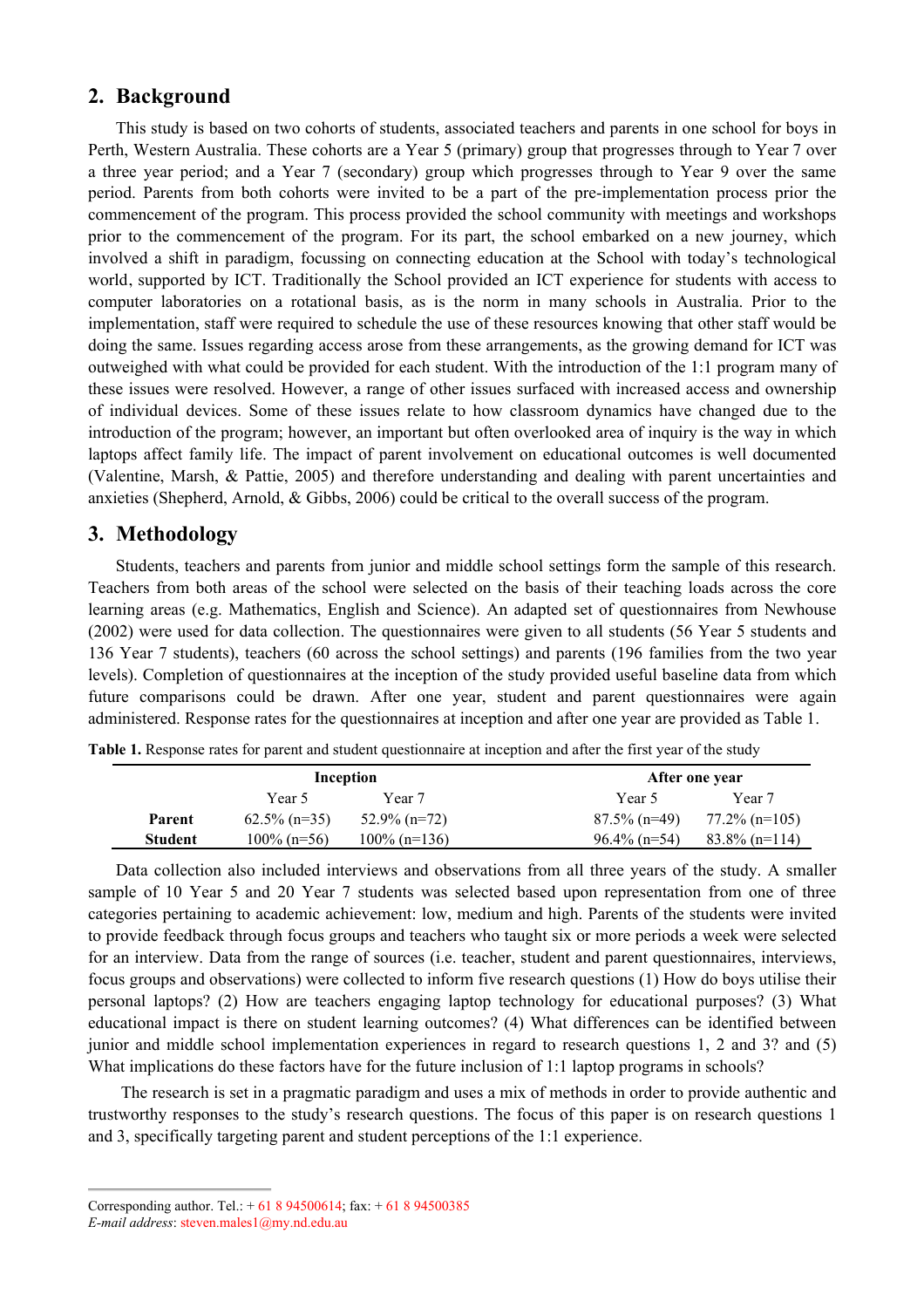## 2. Background

This study is based on two cohorts of students, associated teachers and parents in one school for boys in Perth, Western Australia. These cohorts are a Year 5 (primary) group that progresses through to Year 7 over a three year period; and a Year 7 (secondary) group which progresses through to Year 9 over the same period. Parents from both cohorts were invited to be a part of the pre-implementation process prior the commencement of the program. This process provided the school community with meetings and workshops prior to the commencement of the program. For its part, the school embarked on a new journey, which involved a shift in paradigm, focussing on connecting education at the School with today's technological world, supported by ICT. Traditionally the School provided an ICT experience for students with access to computer laboratories on a rotational basis, as is the norm in many schools in Australia. Prior to the implementation, staff were required to schedule the use of these resources knowing that other staff would be doing the same. Issues regarding access arose from these arrangements, as the growing demand for ICT was outweighed with what could be provided for each student. With the introduction of the 1:1 program many of these issues were resolved. However, a range of other issues surfaced with increased access and ownership of individual devices. Some of these issues relate to how classroom dynamics have changed due to the introduction of the program; however, an important but often overlooked area of inquiry is the way in which laptops affect family life. The impact of parent involvement on educational outcomes is well documented (Valentine, Marsh, & Pattie, 2005) and therefore understanding and dealing with parent uncertainties and anxieties (Shepherd, Arnold, & Gibbs, 2006) could be critical to the overall success of the program.

## 3. Methodology

Students, teachers and parents from junior and middle school settings form the sample of this research. Teachers from both areas of the school were selected on the basis of their teaching loads across the core learning areas (e.g. Mathematics, English and Science). An adapted set of questionnaires from Newhouse (2002) were used for data collection. The questionnaires were given to all students (56 Year 5 students and 136 Year 7 students), teachers (60 across the school settings) and parents (196 families from the two year levels). Completion of questionnaires at the inception of the study provided useful baseline data from which future comparisons could be drawn. After one year, student and parent questionnaires were again administered. Response rates for the questionnaires at inception and after one year are provided as Table 1.

**Table 1.** Response rates for parent and student questionnaire at inception and after the first year of the study

| | Inception | | After one year | |
|---|---|---|---|---|
| | Year 5 | Year 7 | Year 5 | Year 7 |
| **Parent** | 62.5% (n=35) | 52.9% (n=72) | 87.5% (n=49) | 77.2% (n=105) |
| **Student** | 100% (n=56) | 100% (n=136) | 96.4% (n=54) | 83.8% (n=114) |

Data collection also included interviews and observations from all three years of the study. A smaller sample of 10 Year 5 and 20 Year 7 students was selected based upon representation from one of three categories pertaining to academic achievement: low, medium and high. Parents of the students were invited to provide feedback through focus groups and teachers who taught six or more periods a week were selected for an interview. Data from the range of sources (i.e. teacher, student and parent questionnaires, interviews, focus groups and observations) were collected to inform five research questions (1) How do boys utilise their personal laptops? (2) How are teachers engaging laptop technology for educational purposes? (3) What educational impact is there on student learning outcomes? (4) What differences can be identified between junior and middle school implementation experiences in regard to research questions 1, 2 and 3? and (5) What implications do these factors have for the future inclusion of 1:1 laptop programs in schools?

The research is set in a pragmatic paradigm and uses a mix of methods in order to provide authentic and trustworthy responses to the study's research questions. The focus of this paper is on research questions 1 and 3, specifically targeting parent and student perceptions of the 1:1 experience.

Corresponding author. Tel.: + 61 8 94500614; fax: + 61 8 94500385
*E-mail address*: steven.males1@my.nd.edu.au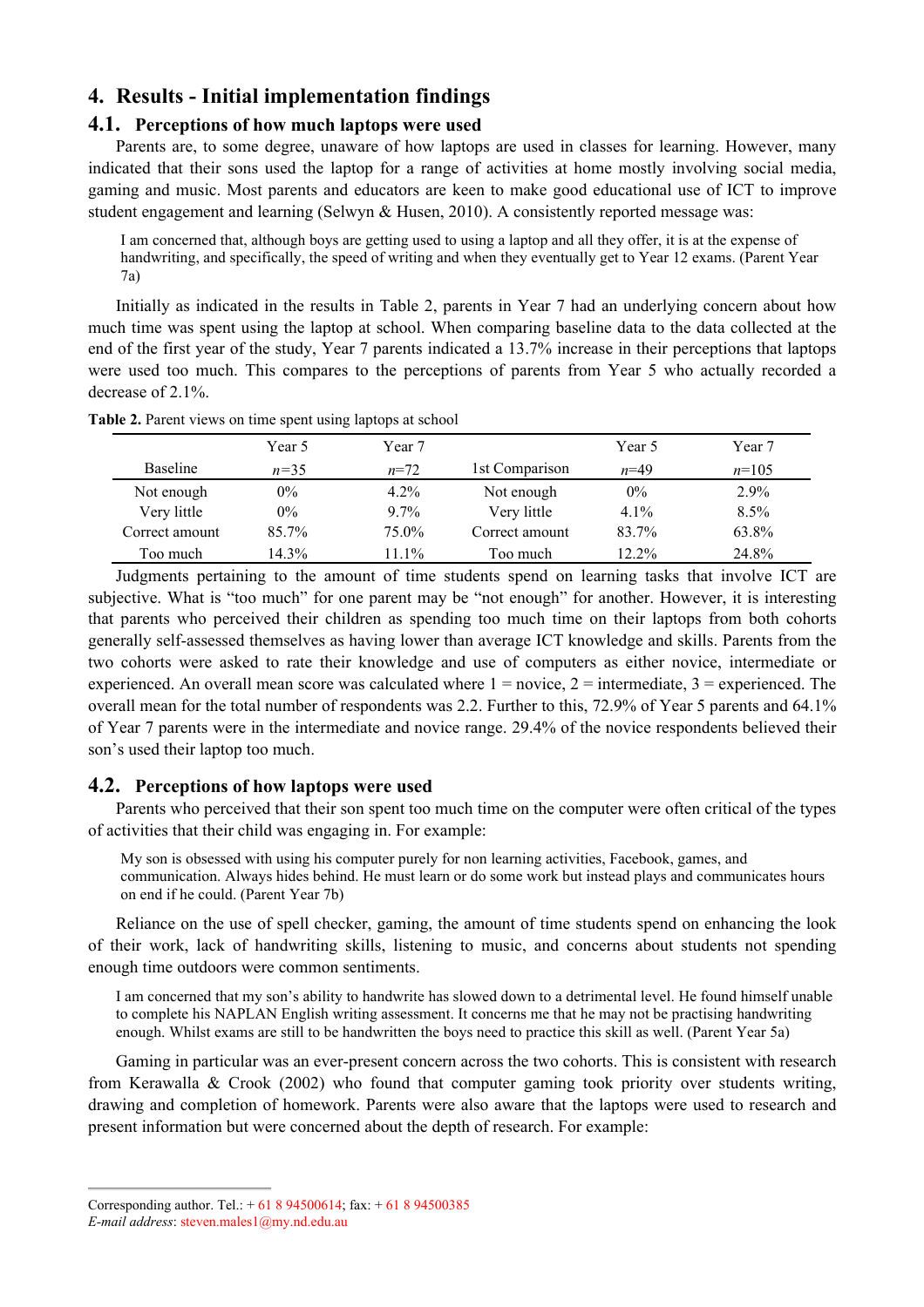## 4. Results - Initial implementation findings

### 4.1. Perceptions of how much laptops were used

Parents are, to some degree, unaware of how laptops are used in classes for learning. However, many indicated that their sons used the laptop for a range of activities at home mostly involving social media, gaming and music. Most parents and educators are keen to make good educational use of ICT to improve student engagement and learning (Selwyn & Husen, 2010). A consistently reported message was:

> I am concerned that, although boys are getting used to using a laptop and all they offer, it is at the expense of handwriting, and specifically, the speed of writing and when they eventually get to Year 12 exams. (Parent Year 7a)

Initially as indicated in the results in Table 2, parents in Year 7 had an underlying concern about how much time was spent using the laptop at school. When comparing baseline data to the data collected at the end of the first year of the study, Year 7 parents indicated a 13.7% increase in their perceptions that laptops were used too much. This compares to the perceptions of parents from Year 5 who actually recorded a decrease of 2.1%.

**Table 2.** Parent views on time spent using laptops at school

| Baseline | Year 5 *n*=35 | Year 7 *n*=72 | 1st Comparison | Year 5 *n*=49 | Year 7 *n*=105 |
|---|---|---|---|---|---|
| Not enough | 0% | 4.2% | Not enough | 0% | 2.9% |
| Very little | 0% | 9.7% | Very little | 4.1% | 8.5% |
| Correct amount | 85.7% | 75.0% | Correct amount | 83.7% | 63.8% |
| Too much | 14.3% | 11.1% | Too much | 12.2% | 24.8% |

Judgments pertaining to the amount of time students spend on learning tasks that involve ICT are subjective. What is "too much" for one parent may be "not enough" for another. However, it is interesting that parents who perceived their children as spending too much time on their laptops from both cohorts generally self-assessed themselves as having lower than average ICT knowledge and skills. Parents from the two cohorts were asked to rate their knowledge and use of computers as either novice, intermediate or experienced. An overall mean score was calculated where 1 = novice, 2 = intermediate, 3 = experienced. The overall mean for the total number of respondents was 2.2. Further to this, 72.9% of Year 5 parents and 64.1% of Year 7 parents were in the intermediate and novice range. 29.4% of the novice respondents believed their son's used their laptop too much.

### 4.2. Perceptions of how laptops were used

Parents who perceived that their son spent too much time on the computer were often critical of the types of activities that their child was engaging in. For example:

> My son is obsessed with using his computer purely for non learning activities, Facebook, games, and communication. Always hides behind. He must learn or do some work but instead plays and communicates hours on end if he could. (Parent Year 7b)

Reliance on the use of spell checker, gaming, the amount of time students spend on enhancing the look of their work, lack of handwriting skills, listening to music, and concerns about students not spending enough time outdoors were common sentiments.

> I am concerned that my son's ability to handwrite has slowed down to a detrimental level. He found himself unable to complete his NAPLAN English writing assessment. It concerns me that he may not be practising handwriting enough. Whilst exams are still to be handwritten the boys need to practice this skill as well. (Parent Year 5a)

Gaming in particular was an ever-present concern across the two cohorts. This is consistent with research from Kerawalla & Crook (2002) who found that computer gaming took priority over students writing, drawing and completion of homework. Parents were also aware that the laptops were used to research and present information but were concerned about the depth of research. For example:

Corresponding author. Tel.: + 61 8 94500614; fax: + 61 8 94500385
*E-mail address*: steven.males1@my.nd.edu.au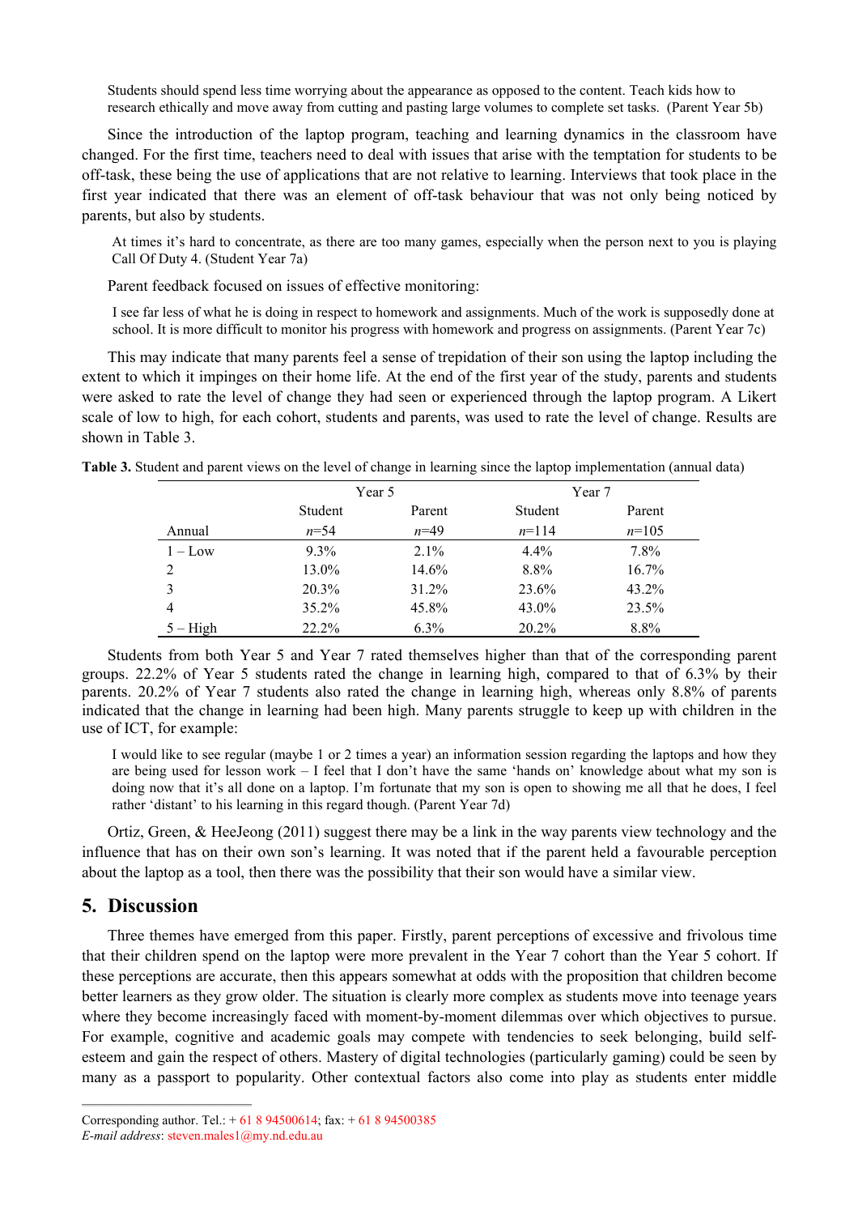> Students should spend less time worrying about the appearance as opposed to the content. Teach kids how to research ethically and move away from cutting and pasting large volumes to complete set tasks. (Parent Year 5b)

Since the introduction of the laptop program, teaching and learning dynamics in the classroom have changed. For the first time, teachers need to deal with issues that arise with the temptation for students to be off-task, these being the use of applications that are not relative to learning. Interviews that took place in the first year indicated that there was an element of off-task behaviour that was not only being noticed by parents, but also by students.

> At times it's hard to concentrate, as there are too many games, especially when the person next to you is playing Call Of Duty 4. (Student Year 7a)

Parent feedback focused on issues of effective monitoring:

> I see far less of what he is doing in respect to homework and assignments. Much of the work is supposedly done at school. It is more difficult to monitor his progress with homework and progress on assignments. (Parent Year 7c)

This may indicate that many parents feel a sense of trepidation of their son using the laptop including the extent to which it impinges on their home life. At the end of the first year of the study, parents and students were asked to rate the level of change they had seen or experienced through the laptop program. A Likert scale of low to high, for each cohort, students and parents, was used to rate the level of change. Results are shown in Table 3.

**Table 3.** Student and parent views on the level of change in learning since the laptop implementation (annual data)

| | Year 5 | | Year 7 | |
|---|---|---|---|---|
| | Student | Parent | Student | Parent |
| Annual | *n*=54 | *n*=49 | *n*=114 | *n*=105 |
| 1 – Low | 9.3% | 2.1% | 4.4% | 7.8% |
| 2 | 13.0% | 14.6% | 8.8% | 16.7% |
| 3 | 20.3% | 31.2% | 23.6% | 43.2% |
| 4 | 35.2% | 45.8% | 43.0% | 23.5% |
| 5 – High | 22.2% | 6.3% | 20.2% | 8.8% |

Students from both Year 5 and Year 7 rated themselves higher than that of the corresponding parent groups. 22.2% of Year 5 students rated the change in learning high, compared to that of 6.3% by their parents. 20.2% of Year 7 students also rated the change in learning high, whereas only 8.8% of parents indicated that the change in learning had been high. Many parents struggle to keep up with children in the use of ICT, for example:

> I would like to see regular (maybe 1 or 2 times a year) an information session regarding the laptops and how they are being used for lesson work – I feel that I don't have the same 'hands on' knowledge about what my son is doing now that it's all done on a laptop. I'm fortunate that my son is open to showing me all that he does, I feel rather 'distant' to his learning in this regard though. (Parent Year 7d)

Ortiz, Green, & HeeJeong (2011) suggest there may be a link in the way parents view technology and the influence that has on their own son's learning. It was noted that if the parent held a favourable perception about the laptop as a tool, then there was the possibility that their son would have a similar view.

## 5. Discussion

Three themes have emerged from this paper. Firstly, parent perceptions of excessive and frivolous time that their children spend on the laptop were more prevalent in the Year 7 cohort than the Year 5 cohort. If these perceptions are accurate, then this appears somewhat at odds with the proposition that children become better learners as they grow older. The situation is clearly more complex as students move into teenage years where they become increasingly faced with moment-by-moment dilemmas over which objectives to pursue. For example, cognitive and academic goals may compete with tendencies to seek belonging, build self-esteem and gain the respect of others. Mastery of digital technologies (particularly gaming) could be seen by many as a passport to popularity. Other contextual factors also come into play as students enter middle

Corresponding author. Tel.: + 61 8 94500614; fax: + 61 8 94500385
*E-mail address*: steven.males1@my.nd.edu.au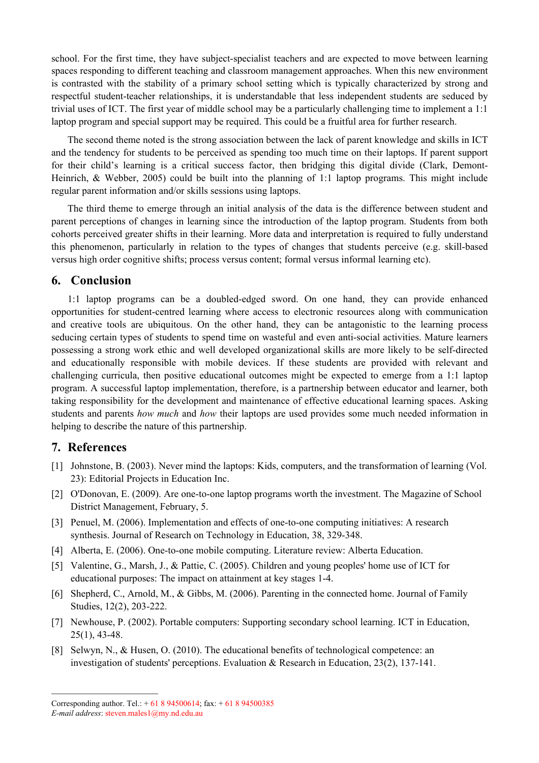school. For the first time, they have subject-specialist teachers and are expected to move between learning spaces responding to different teaching and classroom management approaches. When this new environment is contrasted with the stability of a primary school setting which is typically characterized by strong and respectful student-teacher relationships, it is understandable that less independent students are seduced by trivial uses of ICT. The first year of middle school may be a particularly challenging time to implement a 1:1 laptop program and special support may be required. This could be a fruitful area for further research.

The second theme noted is the strong association between the lack of parent knowledge and skills in ICT and the tendency for students to be perceived as spending too much time on their laptops. If parent support for their child's learning is a critical success factor, then bridging this digital divide (Clark, Demont-Heinrich, & Webber, 2005) could be built into the planning of 1:1 laptop programs. This might include regular parent information and/or skills sessions using laptops.

The third theme to emerge through an initial analysis of the data is the difference between student and parent perceptions of changes in learning since the introduction of the laptop program. Students from both cohorts perceived greater shifts in their learning. More data and interpretation is required to fully understand this phenomenon, particularly in relation to the types of changes that students perceive (e.g. skill-based versus high order cognitive shifts; process versus content; formal versus informal learning etc).

## 6. Conclusion

1:1 laptop programs can be a doubled-edged sword. On one hand, they can provide enhanced opportunities for student-centred learning where access to electronic resources along with communication and creative tools are ubiquitous. On the other hand, they can be antagonistic to the learning process seducing certain types of students to spend time on wasteful and even anti-social activities. Mature learners possessing a strong work ethic and well developed organizational skills are more likely to be self-directed and educationally responsible with mobile devices. If these students are provided with relevant and challenging curricula, then positive educational outcomes might be expected to emerge from a 1:1 laptop program. A successful laptop implementation, therefore, is a partnership between educator and learner, both taking responsibility for the development and maintenance of effective educational learning spaces. Asking students and parents *how much* and *how* their laptops are used provides some much needed information in helping to describe the nature of this partnership.

## 7. References

[1] Johnstone, B. (2003). Never mind the laptops: Kids, computers, and the transformation of learning (Vol. 23): Editorial Projects in Education Inc.

[2] O'Donovan, E. (2009). Are one-to-one laptop programs worth the investment. The Magazine of School District Management, February, 5.

[3] Penuel, M. (2006). Implementation and effects of one-to-one computing initiatives: A research synthesis. Journal of Research on Technology in Education, 38, 329-348.

[4] Alberta, E. (2006). One-to-one mobile computing. Literature review: Alberta Education.

[5] Valentine, G., Marsh, J., & Pattie, C. (2005). Children and young peoples' home use of ICT for educational purposes: The impact on attainment at key stages 1-4.

[6] Shepherd, C., Arnold, M., & Gibbs, M. (2006). Parenting in the connected home. Journal of Family Studies, 12(2), 203-222.

[7] Newhouse, P. (2002). Portable computers: Supporting secondary school learning. ICT in Education, 25(1), 43-48.

[8] Selwyn, N., & Husen, O. (2010). The educational benefits of technological competence: an investigation of students' perceptions. Evaluation & Research in Education, 23(2), 137-141.

Corresponding author. Tel.: + 61 8 94500614; fax: + 61 8 94500385
*E-mail address*: steven.males1@my.nd.edu.au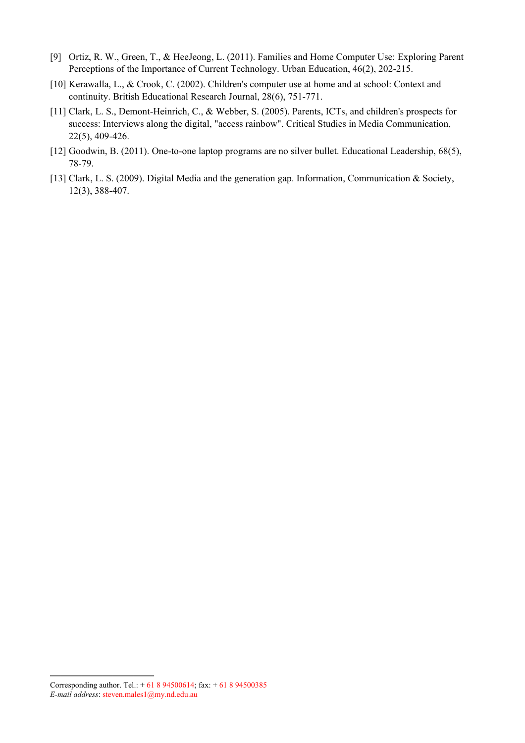[9] Ortiz, R. W., Green, T., & HeeJeong, L. (2011). Families and Home Computer Use: Exploring Parent Perceptions of the Importance of Current Technology. Urban Education, 46(2), 202-215.

[10] Kerawalla, L., & Crook, C. (2002). Children's computer use at home and at school: Context and continuity. British Educational Research Journal, 28(6), 751-771.

[11] Clark, L. S., Demont-Heinrich, C., & Webber, S. (2005). Parents, ICTs, and children's prospects for success: Interviews along the digital, "access rainbow". Critical Studies in Media Communication, 22(5), 409-426.

[12] Goodwin, B. (2011). One-to-one laptop programs are no silver bullet. Educational Leadership, 68(5), 78-79.

[13] Clark, L. S. (2009). Digital Media and the generation gap. Information, Communication & Society, 12(3), 388-407.

---

Corresponding author. Tel.: + 61 8 94500614; fax: + 61 8 94500385
*E-mail address*: steven.males1@my.nd.edu.au